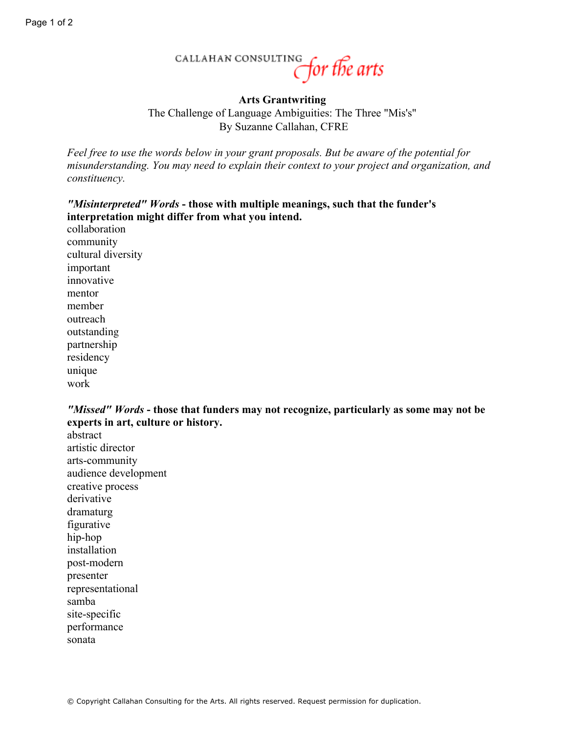CALLAHAN CONSULTING *for the arts*

# Arts Grantwriting

The Challenge of Language Ambiguities: The Three "Mis's"
By Suzanne Callahan, CFRE

*Feel free to use the words below in your grant proposals. But be aware of the potential for misunderstanding. You may need to explain their context to your project and organization, and constituency.*

***"Misinterpreted" Words* - those with multiple meanings, such that the funder's interpretation might differ from what you intend.**

collaboration
community
cultural diversity
important
innovative
mentor
member
outreach
outstanding
partnership
residency
unique
work

***"Missed" Words* - those that funders may not recognize, particularly as some may not be experts in art, culture or history.**

abstract
artistic director
arts-community
audience development
creative process
derivative
dramaturg
figurative
hip-hop
installation
post-modern
presenter
representational
samba
site-specific
performance
sonata

© Copyright Callahan Consulting for the Arts. All rights reserved. Request permission for duplication.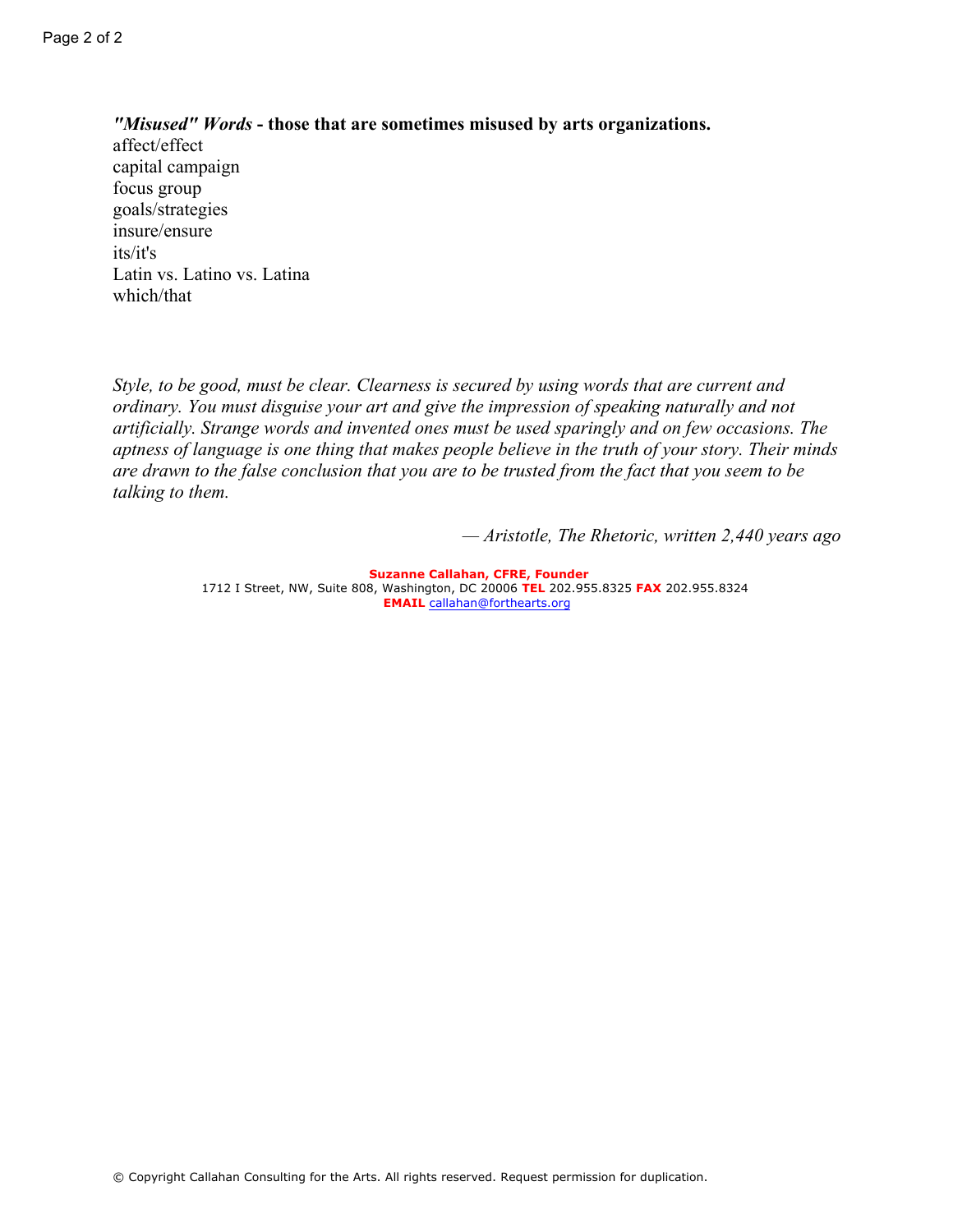***"Misused" Words*** **- those that are sometimes misused by arts organizations.**

affect/effect  
capital campaign  
focus group  
goals/strategies  
insure/ensure  
its/it's  
Latin vs. Latino vs. Latina  
which/that

*Style, to be good, must be clear. Clearness is secured by using words that are current and ordinary. You must disguise your art and give the impression of speaking naturally and not artificially. Strange words and invented ones must be used sparingly and on few occasions. The aptness of language is one thing that makes people believe in the truth of your story. Their minds are drawn to the false conclusion that you are to be trusted from the fact that you seem to be talking to them.*

*— Aristotle, The Rhetoric, written 2,440 years ago*

**Suzanne Callahan, CFRE, Founder**  
1712 I Street, NW, Suite 808, Washington, DC 20006 **TEL** 202.955.8325 **FAX** 202.955.8324  
**EMAIL** callahan@forthearts.org

© Copyright Callahan Consulting for the Arts. All rights reserved. Request permission for duplication.